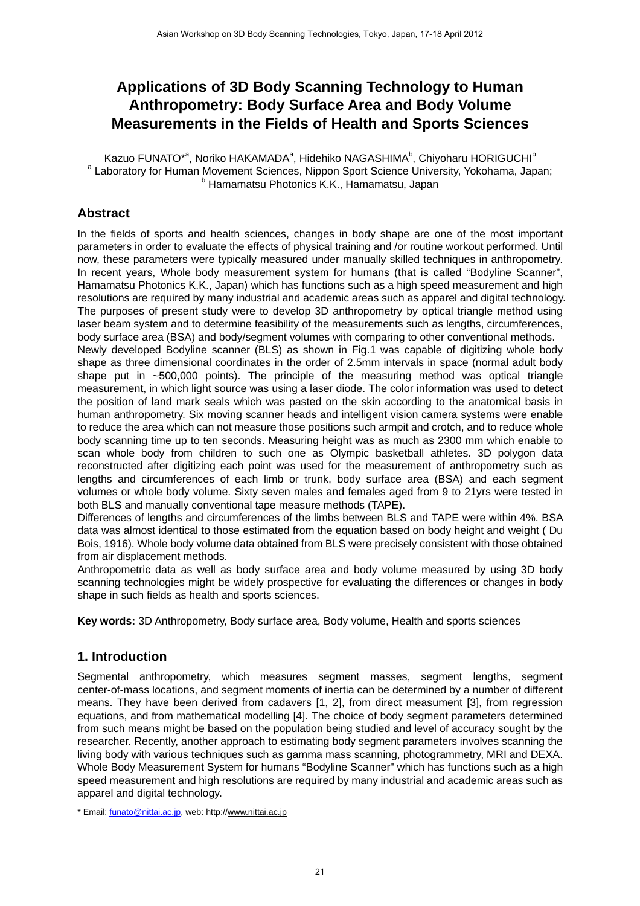# Applications of 3D Body Scanning Technology to Human Anthropometry: Body Surface Area and Body Volume Measurements in the Fields of Health and Sports Sciences

Kazuo FUNATO*[a], Noriko HAKAMADA[a], Hidehiko NAGASHIMA[b], Chiyoharu HORIGUCHI[b]

[a] Laboratory for Human Movement Sciences, Nippon Sport Science University, Yokohama, Japan;
[b] Hamamatsu Photonics K.K., Hamamatsu, Japan

## Abstract

In the fields of sports and health sciences, changes in body shape are one of the most important parameters in order to evaluate the effects of physical training and /or routine workout performed. Until now, these parameters were typically measured under manually skilled techniques in anthropometry. In recent years, Whole body measurement system for humans (that is called "Bodyline Scanner", Hamamatsu Photonics K.K., Japan) which has functions such as a high speed measurement and high resolutions are required by many industrial and academic areas such as apparel and digital technology. The purposes of present study were to develop 3D anthropometry by optical triangle method using laser beam system and to determine feasibility of the measurements such as lengths, circumferences, body surface area (BSA) and body/segment volumes with comparing to other conventional methods.

Newly developed Bodyline scanner (BLS) as shown in Fig.1 was capable of digitizing whole body shape as three dimensional coordinates in the order of 2.5mm intervals in space (normal adult body shape put in ~500,000 points). The principle of the measuring method was optical triangle measurement, in which light source was using a laser diode. The color information was used to detect the position of land mark seals which was pasted on the skin according to the anatomical basis in human anthropometry. Six moving scanner heads and intelligent vision camera systems were enable to reduce the area which can not measure those positions such armpit and crotch, and to reduce whole body scanning time up to ten seconds. Measuring height was as much as 2300 mm which enable to scan whole body from children to such one as Olympic basketball athletes. 3D polygon data reconstructed after digitizing each point was used for the measurement of anthropometry such as lengths and circumferences of each limb or trunk, body surface area (BSA) and each segment volumes or whole body volume. Sixty seven males and females aged from 9 to 21yrs were tested in both BLS and manually conventional tape measure methods (TAPE).

Differences of lengths and circumferences of the limbs between BLS and TAPE were within 4%. BSA data was almost identical to those estimated from the equation based on body height and weight ( Du Bois, 1916). Whole body volume data obtained from BLS were precisely consistent with those obtained from air displacement methods.

Anthropometric data as well as body surface area and body volume measured by using 3D body scanning technologies might be widely prospective for evaluating the differences or changes in body shape in such fields as health and sports sciences.

**Key words:** 3D Anthropometry, Body surface area, Body volume, Health and sports sciences

## 1. Introduction

Segmental anthropometry, which measures segment masses, segment lengths, segment center-of-mass locations, and segment moments of inertia can be determined by a number of different means. They have been derived from cadavers [1, 2], from direct measument [3], from regression equations, and from mathematical modelling [4]. The choice of body segment parameters determined from such means might be based on the population being studied and level of accuracy sought by the researcher. Recently, another approach to estimating body segment parameters involves scanning the living body with various techniques such as gamma mass scanning, photogrammetry, MRI and DEXA. Whole Body Measurement System for humans "Bodyline Scanner" which has functions such as a high speed measurement and high resolutions are required by many industrial and academic areas such as apparel and digital technology.

\* Email: funato@nittai.ac.jp, web: http://www.nittai.ac.jp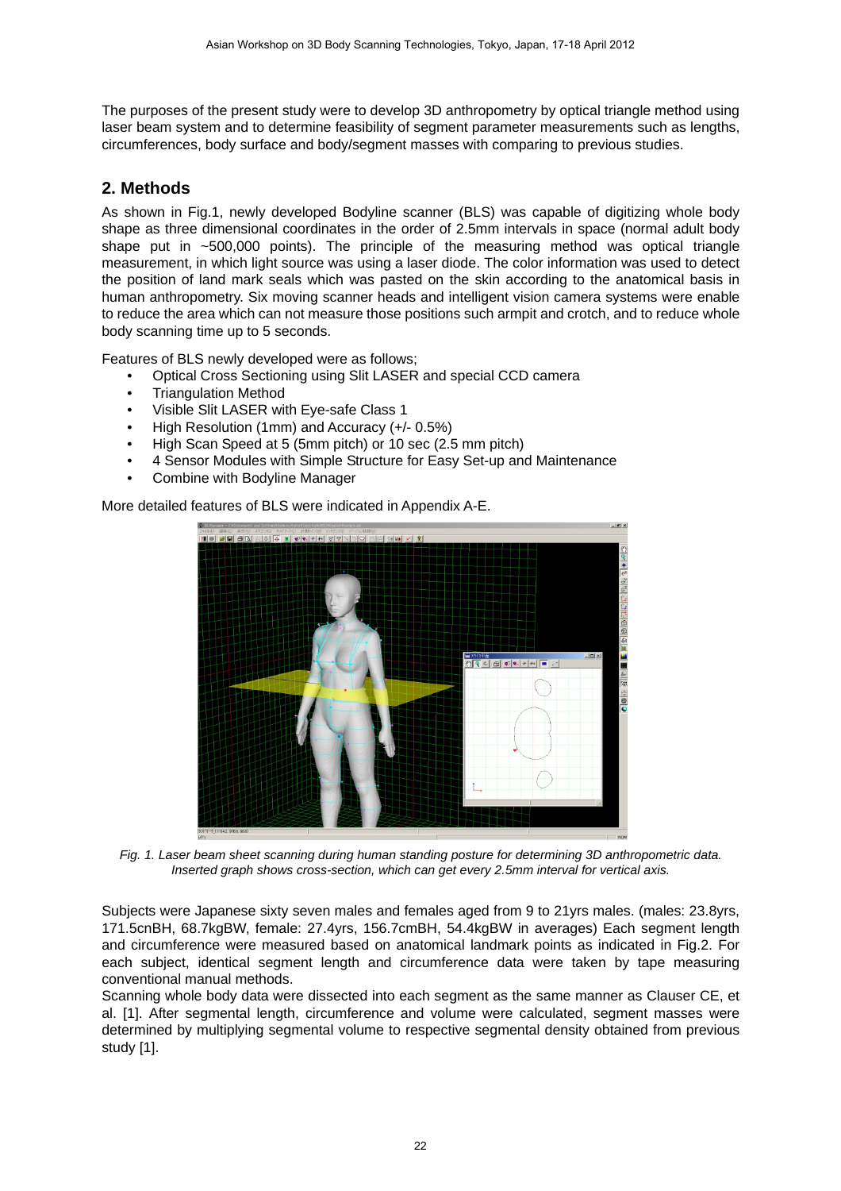The purposes of the present study were to develop 3D anthropometry by optical triangle method using laser beam system and to determine feasibility of segment parameter measurements such as lengths, circumferences, body surface and body/segment masses with comparing to previous studies.

## 2. Methods

As shown in Fig.1, newly developed Bodyline scanner (BLS) was capable of digitizing whole body shape as three dimensional coordinates in the order of 2.5mm intervals in space (normal adult body shape put in ~500,000 points). The principle of the measuring method was optical triangle measurement, in which light source was using a laser diode. The color information was used to detect the position of land mark seals which was pasted on the skin according to the anatomical basis in human anthropometry. Six moving scanner heads and intelligent vision camera systems were enable to reduce the area which can not measure those positions such armpit and crotch, and to reduce whole body scanning time up to 5 seconds.

Features of BLS newly developed were as follows;

- Optical Cross Sectioning using Slit LASER and special CCD camera
- Triangulation Method
- Visible Slit LASER with Eye-safe Class 1
- High Resolution (1mm) and Accuracy (+/- 0.5%)
- High Scan Speed at 5 (5mm pitch) or 10 sec (2.5 mm pitch)
- 4 Sensor Modules with Simple Structure for Easy Set-up and Maintenance
- Combine with Bodyline Manager

More detailed features of BLS were indicated in Appendix A-E.

*Fig. 1. Laser beam sheet scanning during human standing posture for determining 3D anthropometric data. Inserted graph shows cross-section, which can get every 2.5mm interval for vertical axis.*

Subjects were Japanese sixty seven males and females aged from 9 to 21yrs males. (males: 23.8yrs, 171.5cnBH, 68.7kgBW, female: 27.4yrs, 156.7cmBH, 54.4kgBW in averages) Each segment length and circumference were measured based on anatomical landmark points as indicated in Fig.2. For each subject, identical segment length and circumference data were taken by tape measuring conventional manual methods.

Scanning whole body data were dissected into each segment as the same manner as Clauser CE, et al. [1]. After segmental length, circumference and volume were calculated, segment masses were determined by multiplying segmental volume to respective segmental density obtained from previous study [1].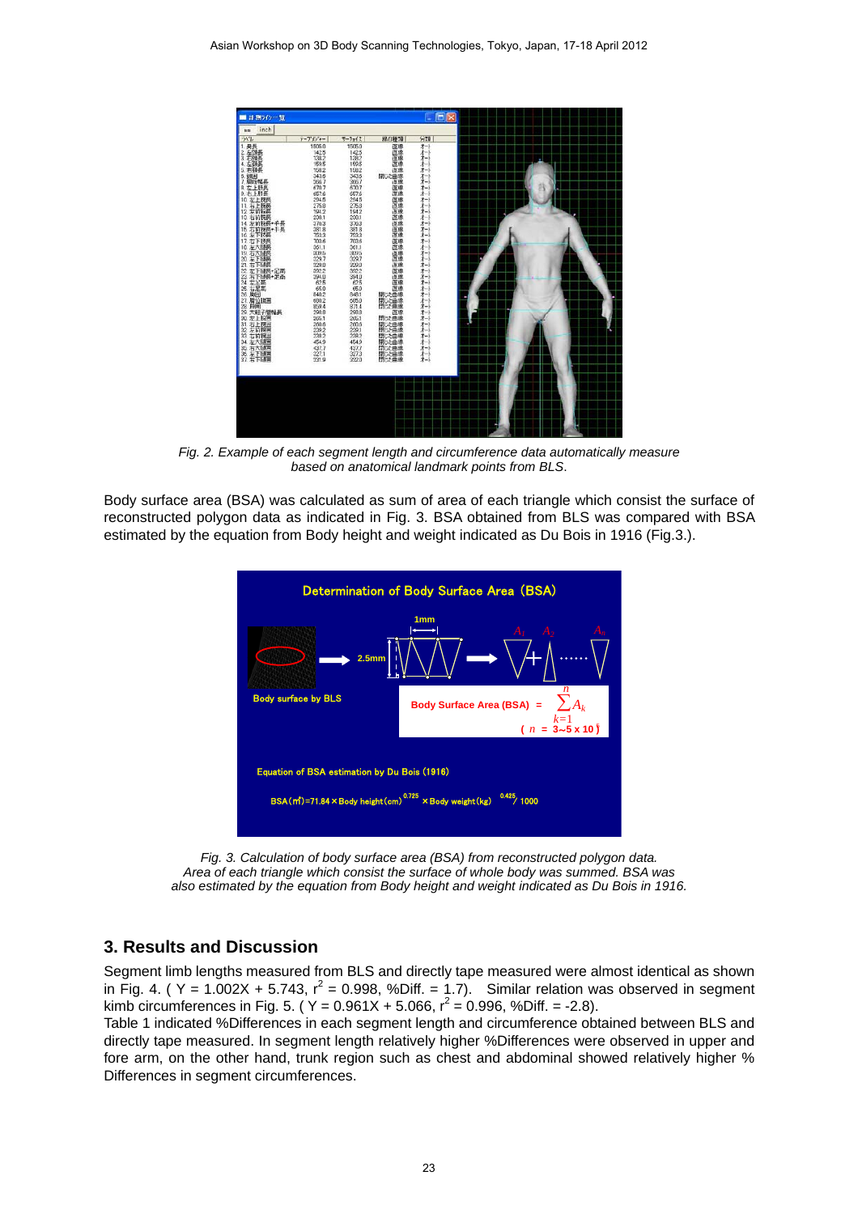Fig. 2. Example of each segment length and circumference data automatically measure based on anatomical landmark points from BLS.

Body surface area (BSA) was calculated as sum of area of each triangle which consist the surface of reconstructed polygon data as indicated in Fig. 3. BSA obtained from BLS was compared with BSA estimated by the equation from Body height and weight indicated as Du Bois in 1916 (Fig.3.).

Fig. 3. Calculation of body surface area (BSA) from reconstructed polygon data. Area of each triangle which consist the surface of whole body was summed. BSA was also estimated by the equation from Body height and weight indicated as Du Bois in 1916.

## 3. Results and Discussion

Segment limb lengths measured from BLS and directly tape measured were almost identical as shown in Fig. 4. ( Y = 1.002X + 5.743, $r^2$ = 0.998, %Diff. = 1.7). Similar relation was observed in segment kimb circumferences in Fig. 5. ( Y = 0.961X + 5.066, $r^2$ = 0.996, %Diff. = -2.8).
Table 1 indicated %Differences in each segment length and circumference obtained between BLS and directly tape measured. In segment length relatively higher %Differences were observed in upper and fore arm, on the other hand, trunk region such as chest and abdominal showed relatively higher % Differences in segment circumferences.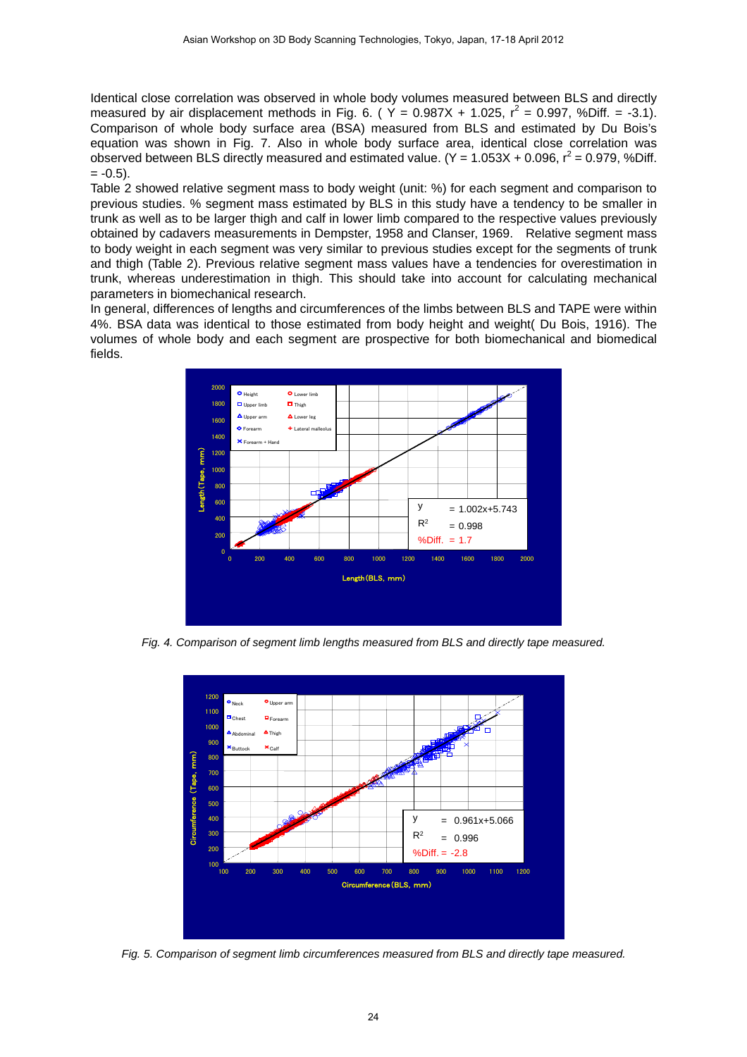Identical close correlation was observed in whole body volumes measured between BLS and directly measured by air displacement methods in Fig. 6. ( Y = 0.987X + 1.025, $r^2$ = 0.997, %Diff. = -3.1). Comparison of whole body surface area (BSA) measured from BLS and estimated by Du Bois's equation was shown in Fig. 7. Also in whole body surface area, identical close correlation was observed between BLS directly measured and estimated value. (Y = 1.053X + 0.096, $r^2$ = 0.979, %Diff. = -0.5).

Table 2 showed relative segment mass to body weight (unit: %) for each segment and comparison to previous studies. % segment mass estimated by BLS in this study have a tendency to be smaller in trunk as well as to be larger thigh and calf in lower limb compared to the respective values previously obtained by cadavers measurements in Dempster, 1958 and Clanser, 1969. Relative segment mass to body weight in each segment was very similar to previous studies except for the segments of trunk and thigh (Table 2). Previous relative segment mass values have a tendencies for overestimation in trunk, whereas underestimation in thigh. This should take into account for calculating mechanical parameters in biomechanical research.

In general, differences of lengths and circumferences of the limbs between BLS and TAPE were within 4%. BSA data was identical to those estimated from body height and weight( Du Bois, 1916). The volumes of whole body and each segment are prospective for both biomechanical and biomedical fields.

*Fig. 4. Comparison of segment limb lengths measured from BLS and directly tape measured.*

*Fig. 5. Comparison of segment limb circumferences measured from BLS and directly tape measured.*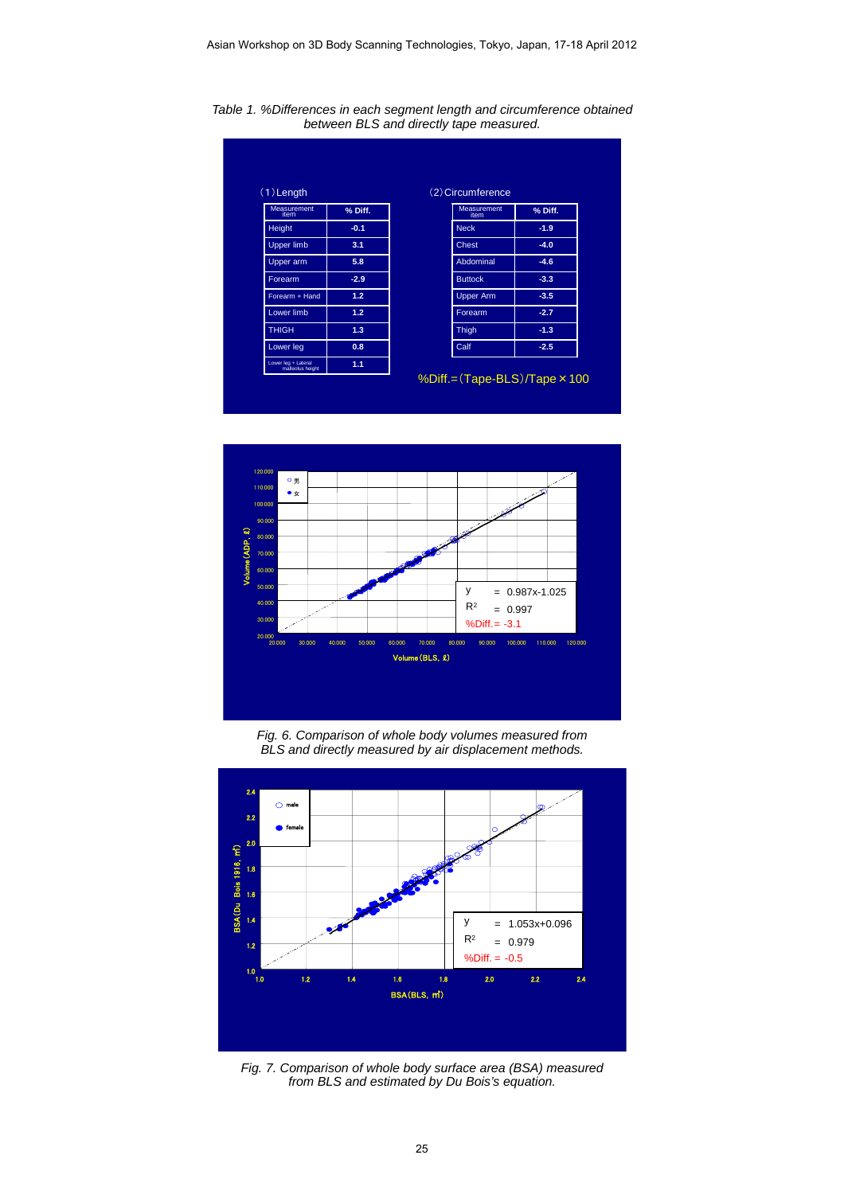*Table 1. %Differences in each segment length and circumference obtained between BLS and directly tape measured.*

(1) Length

| Measurement item | % Diff. |
|---|---|
| Height | -0.1 |
| Upper limb | 3.1 |
| Upper arm | 5.8 |
| Forearm | -2.9 |
| Forearm + Hand | 1.2 |
| Lower limb | 1.2 |
| THIGH | 1.3 |
| Lower leg | 0.8 |
| Lower leg + Lateral malleolus height | 1.1 |

(2) Circumference

| Measurement item | % Diff. |
|---|---|
| Neck | -1.9 |
| Chest | -4.0 |
| Abdominal | -4.6 |
| Buttock | -3.3 |
| Upper Arm | -3.5 |
| Forearm | -2.7 |
| Thigh | -1.3 |
| Calf | -2.5 |

%Diff.=(Tape-BLS)/Tape × 100

*Fig. 6. Comparison of whole body volumes measured from BLS and directly measured by air displacement methods.*

*Fig. 7. Comparison of whole body surface area (BSA) measured from BLS and estimated by Du Bois's equation.*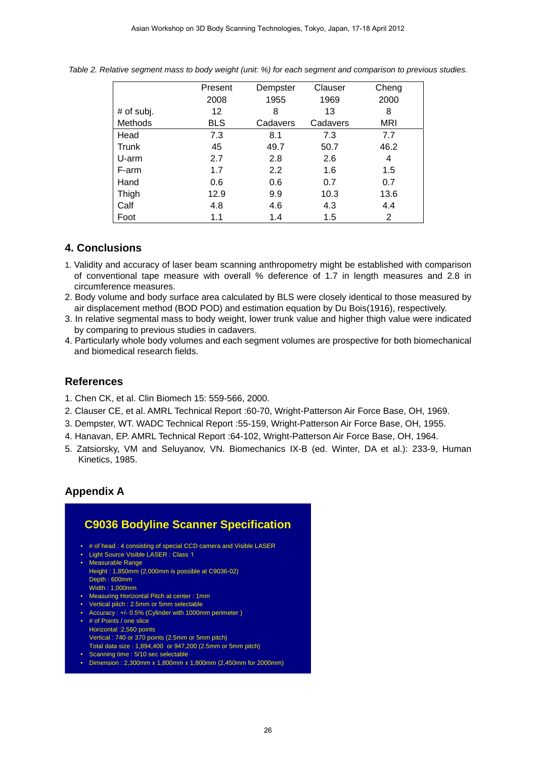*Table 2. Relative segment mass to body weight (unit: %) for each segment and comparison to previous studies.*

| | Present 2008 | Dempster 1955 | Clauser 1969 | Cheng 2000 |
|---|---|---|---|---|
| # of subj. | 12 | 8 | 13 | 8 |
| Methods | BLS | Cadavers | Cadavers | MRI |
| Head | 7.3 | 8.1 | 7.3 | 7.7 |
| Trunk | 45 | 49.7 | 50.7 | 46.2 |
| U-arm | 2.7 | 2.8 | 2.6 | 4 |
| F-arm | 1.7 | 2.2 | 1.6 | 1.5 |
| Hand | 0.6 | 0.6 | 0.7 | 0.7 |
| Thigh | 12.9 | 9.9 | 10.3 | 13.6 |
| Calf | 4.8 | 4.6 | 4.3 | 4.4 |
| Foot | 1.1 | 1.4 | 1.5 | 2 |

## 4. Conclusions

1. Validity and accuracy of laser beam scanning anthropometry might be established with comparison of conventional tape measure with overall % deference of 1.7 in length measures and 2.8 in circumference measures.
2. Body volume and body surface area calculated by BLS were closely identical to those measured by air displacement method (BOD POD) and estimation equation by Du Bois(1916), respectively.
3. In relative segmental mass to body weight, lower trunk value and higher thigh value were indicated by comparing to previous studies in cadavers.
4. Particularly whole body volumes and each segment volumes are prospective for both biomechanical and biomedical research fields.

## References

1. Chen CK, et al. Clin Biomech 15: 559-566, 2000.
2. Clauser CE, et al. AMRL Technical Report :60-70, Wright-Patterson Air Force Base, OH, 1969.
3. Dempster, WT. WADC Technical Report :55-159, Wright-Patterson Air Force Base, OH, 1955.
4. Hanavan, EP. AMRL Technical Report :64-102, Wright-Patterson Air Force Base, OH, 1964.
5. Zatsiorsky, VM and Seluyanov, VN. Biomechanics IX-B (ed. Winter, DA et al.): 233-9, Human Kinetics, 1985.

## Appendix A

### C9036 Bodyline Scanner Specification

- # of head : 4 consisting of special CCD camera and Visible LASER
- Light Source Visible LASER : Class 1
- Measurable Range
  Height : 1,850mm (2,000mm is possible at C9036-02)
  Depth : 600mm
  Width : 1,000mm
- Measuring Horizontal Pitch at center : 1mm
- Vertical pitch : 2.5mm or 5mm selectable
- Accuracy : +/- 0.5% (Cylinder with 1000mm perimeter )
- # of Points / one slice
  Horizontal :2,560 points
  Vertical : 740 or 370 points (2.5mm or 5mm pitch)
  Total data size : 1,894,400 or 947,200 (2.5mm or 5mm pitch)
- Scanning time : 5/10 sec selectable
- Dimension : 2,300mm x 1,800mm x 1,800mm (2,450mm for 2000mm)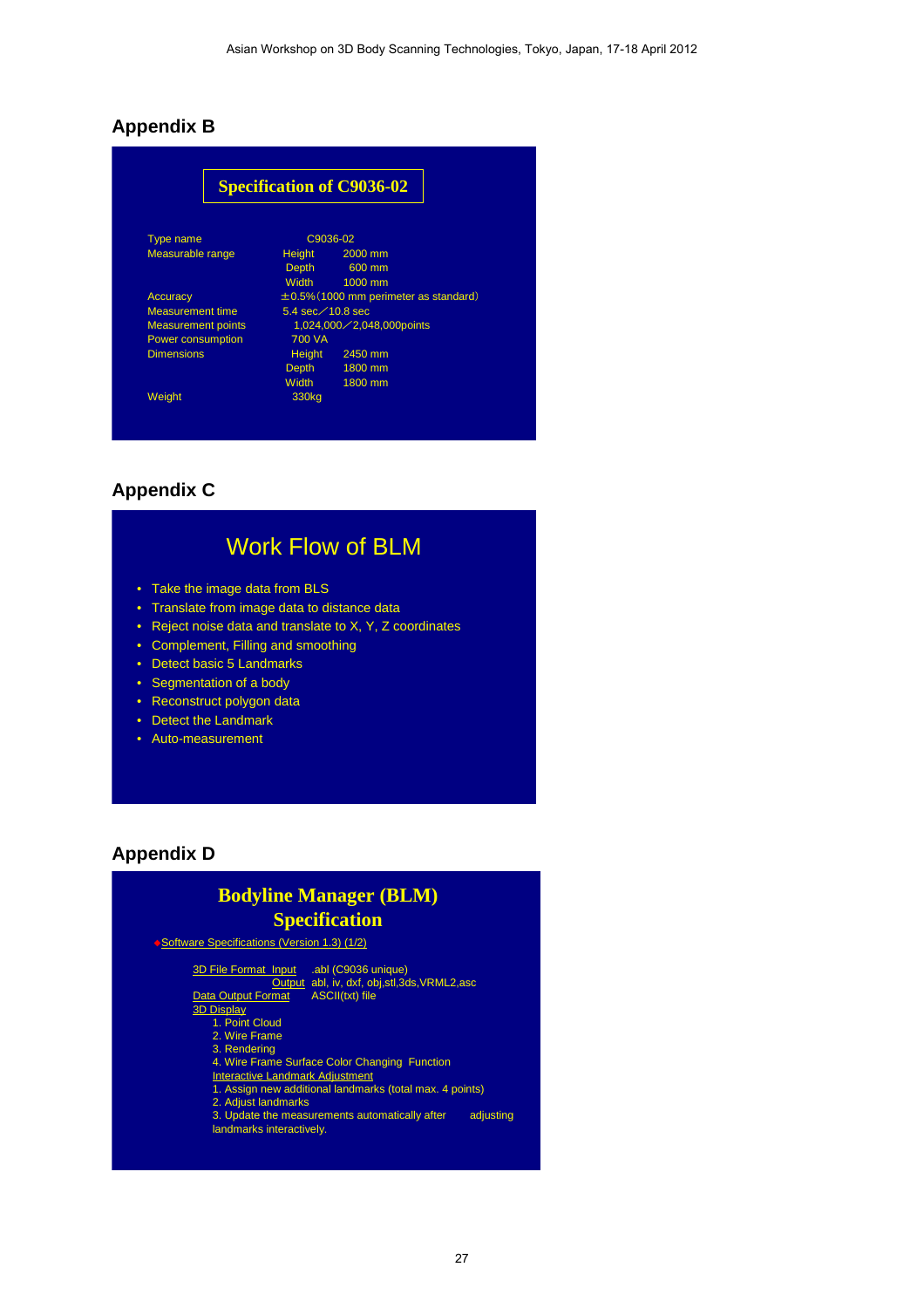## Appendix B

### Specification of C9036-02

| | | |
|---|---|---|
| Type name | C9036-02 | |
| Measurable range | Height | 2000 mm |
| | Depth | 600 mm |
| | Width | 1000 mm |
| Accuracy | ±0.5%（1000 mm perimeter as standard） | |
| Measurement time | 5.4 sec／10.8 sec | |
| Measurement points | 1,024,000／2,048,000points | |
| Power consumption | 700 VA | |
| Dimensions | Height | 2450 mm |
| | Depth | 1800 mm |
| | Width | 1800 mm |
| Weight | 330kg | |

## Appendix C

### Work Flow of BLM

- Take the image data from BLS
- Translate from image data to distance data
- Reject noise data and translate to X, Y, Z coordinates
- Complement, Filling and smoothing
- Detect basic 5 Landmarks
- Segmentation of a body
- Reconstruct polygon data
- Detect the Landmark
- Auto-measurement

## Appendix D

### Bodyline Manager (BLM) Specification

◆Software Specifications (Version 1.3) (1/2)

3D File Format Input .abl (C9036 unique)
Output abl, iv, dxf, obj,stl,3ds,VRML2,asc
Data Output Format ASCII(txt) file
3D Display
1. Point Cloud
2. Wire Frame
3. Rendering
4. Wire Frame Surface Color Changing Function

Interactive Landmark Adjustment
1. Assign new additional landmarks (total max. 4 points)
2. Adjust landmarks
3. Update the measurements automatically after adjusting landmarks interactively.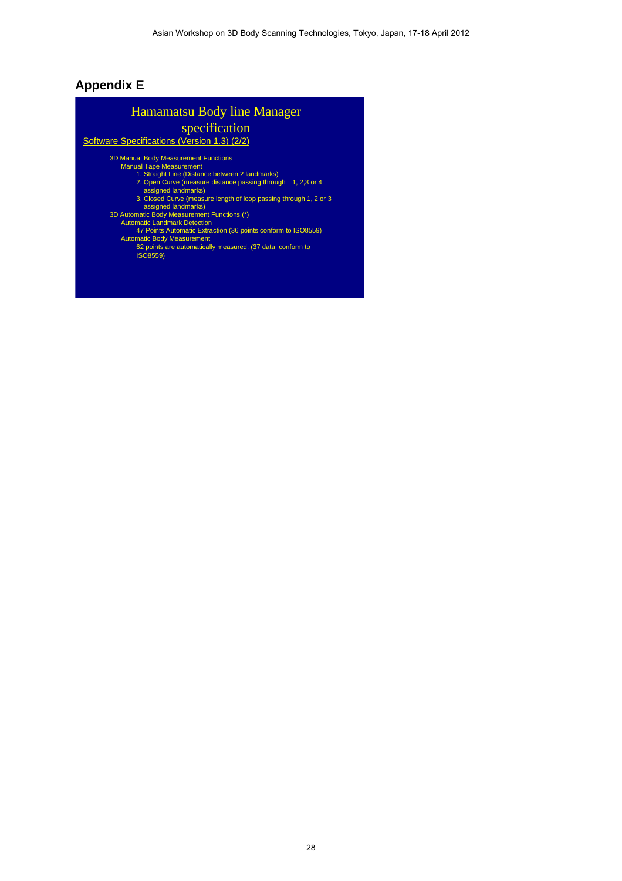## Appendix E

Hamamatsu Body line Manager specification

Software Specifications (Version 1.3) (2/2)

3D Manual Body Measurement Functions

- Manual Tape Measurement
  1. Straight Line (Distance between 2 landmarks)
  2. Open Curve (measure distance passing through 1, 2,3 or 4 assigned landmarks)
  3. Closed Curve (measure length of loop passing through 1, 2 or 3 assigned landmarks)

3D Automatic Body Measurement Functions (*)

- Automatic Landmark Detection
  - 47 Points Automatic Extraction (36 points conform to ISO8559)
- Automatic Body Measurement
  - 62 points are automatically measured. (37 data conform to ISO8559)